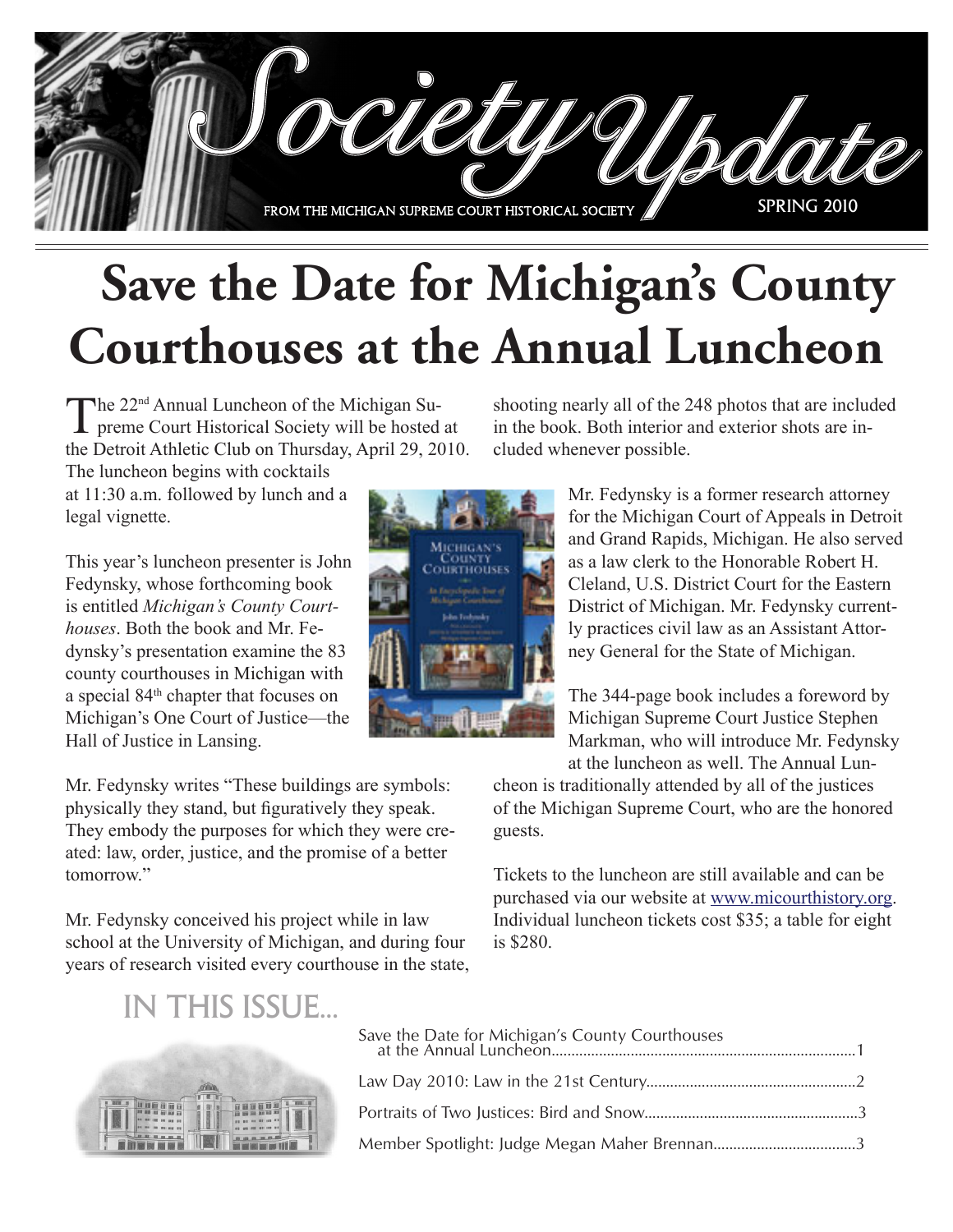# Society Update

FROM THE MICHIGAN SUPREME COURT HISTORICAL SOCIETY

SPRING 2010

# Save the Date for Michigan's County Courthouses at the Annual Luncheon

The 22nd Annual Luncheon of the Michigan Supreme Court Historical Society will be hosted at the Detroit Athletic Club on Thursday, April 29, 2010. The luncheon begins with cocktails at 11:30 a.m. followed by lunch and a legal vignette.

This year's luncheon presenter is John Fedynsky, whose forthcoming book is entitled *Michigan's County Courthouses*. Both the book and Mr. Fedynsky's presentation examine the 83 county courthouses in Michigan with a special 84th chapter that focuses on Michigan's One Court of Justice—the Hall of Justice in Lansing.

Mr. Fedynsky writes "These buildings are symbols: physically they stand, but figuratively they speak. They embody the purposes for which they were created: law, order, justice, and the promise of a better tomorrow."

Mr. Fedynsky conceived his project while in law school at the University of Michigan, and during four years of research visited every courthouse in the state, shooting nearly all of the 248 photos that are included in the book. Both interior and exterior shots are included whenever possible.

Mr. Fedynsky is a former research attorney for the Michigan Court of Appeals in Detroit and Grand Rapids, Michigan. He also served as a law clerk to the Honorable Robert H. Cleland, U.S. District Court for the Eastern District of Michigan. Mr. Fedynsky currently practices civil law as an Assistant Attorney General for the State of Michigan.

The 344-page book includes a foreword by Michigan Supreme Court Justice Stephen Markman, who will introduce Mr. Fedynsky at the luncheon as well. The Annual Luncheon is traditionally attended by all of the justices of the Michigan Supreme Court, who are the honored guests.

Tickets to the luncheon are still available and can be purchased via our website at www.micourthistory.org. Individual luncheon tickets cost $35; a table for eight is $280.

## IN THIS ISSUE...

- Save the Date for Michigan's County Courthouses at the Annual Luncheon..........1
- Law Day 2010: Law in the 21st Century..........2
- Portraits of Two Justices: Bird and Snow..........3
- Member Spotlight: Judge Megan Maher Brennan..........3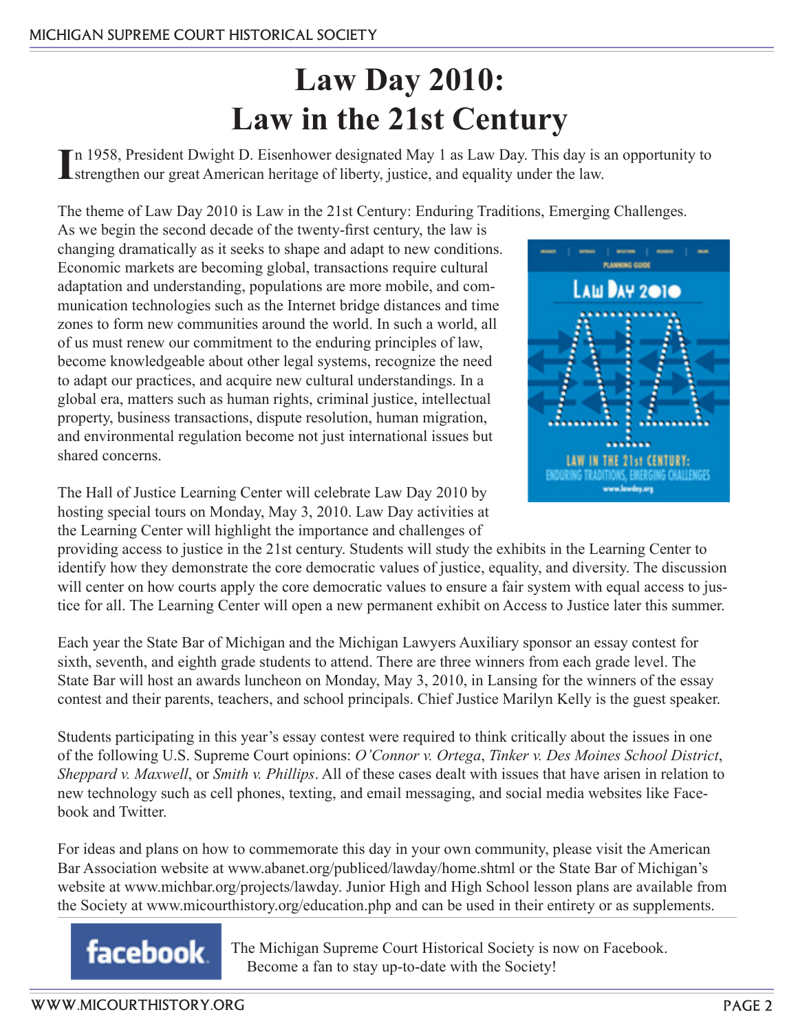# Law Day 2010: Law in the 21st Century

In 1958, President Dwight D. Eisenhower designated May 1 as Law Day. This day is an opportunity to strengthen our great American heritage of liberty, justice, and equality under the law.

The theme of Law Day 2010 is Law in the 21st Century: Enduring Traditions, Emerging Challenges. As we begin the second decade of the twenty-first century, the law is changing dramatically as it seeks to shape and adapt to new conditions. Economic markets are becoming global, transactions require cultural adaptation and understanding, populations are more mobile, and communication technologies such as the Internet bridge distances and time zones to form new communities around the world. In such a world, all of us must renew our commitment to the enduring principles of law, become knowledgeable about other legal systems, recognize the need to adapt our practices, and acquire new cultural understandings. In a global era, matters such as human rights, criminal justice, intellectual property, business transactions, dispute resolution, human migration, and environmental regulation become not just international issues but shared concerns.

The Hall of Justice Learning Center will celebrate Law Day 2010 by hosting special tours on Monday, May 3, 2010. Law Day activities at the Learning Center will highlight the importance and challenges of providing access to justice in the 21st century. Students will study the exhibits in the Learning Center to identify how they demonstrate the core democratic values of justice, equality, and diversity. The discussion will center on how courts apply the core democratic values to ensure a fair system with equal access to justice for all. The Learning Center will open a new permanent exhibit on Access to Justice later this summer.

Each year the State Bar of Michigan and the Michigan Lawyers Auxiliary sponsor an essay contest for sixth, seventh, and eighth grade students to attend. There are three winners from each grade level. The State Bar will host an awards luncheon on Monday, May 3, 2010, in Lansing for the winners of the essay contest and their parents, teachers, and school principals. Chief Justice Marilyn Kelly is the guest speaker.

Students participating in this year's essay contest were required to think critically about the issues in one of the following U.S. Supreme Court opinions: *O'Connor v. Ortega*, *Tinker v. Des Moines School District*, *Sheppard v. Maxwell*, or *Smith v. Phillips*. All of these cases dealt with issues that have arisen in relation to new technology such as cell phones, texting, and email messaging, and social media websites like Facebook and Twitter.

For ideas and plans on how to commemorate this day in your own community, please visit the American Bar Association website at www.abanet.org/publiced/lawday/home.shtml or the State Bar of Michigan's website at www.michbar.org/projects/lawday. Junior High and High School lesson plans are available from the Society at www.micourthistory.org/education.php and can be used in their entirety or as supplements.

The Michigan Supreme Court Historical Society is now on Facebook. Become a fan to stay up-to-date with the Society!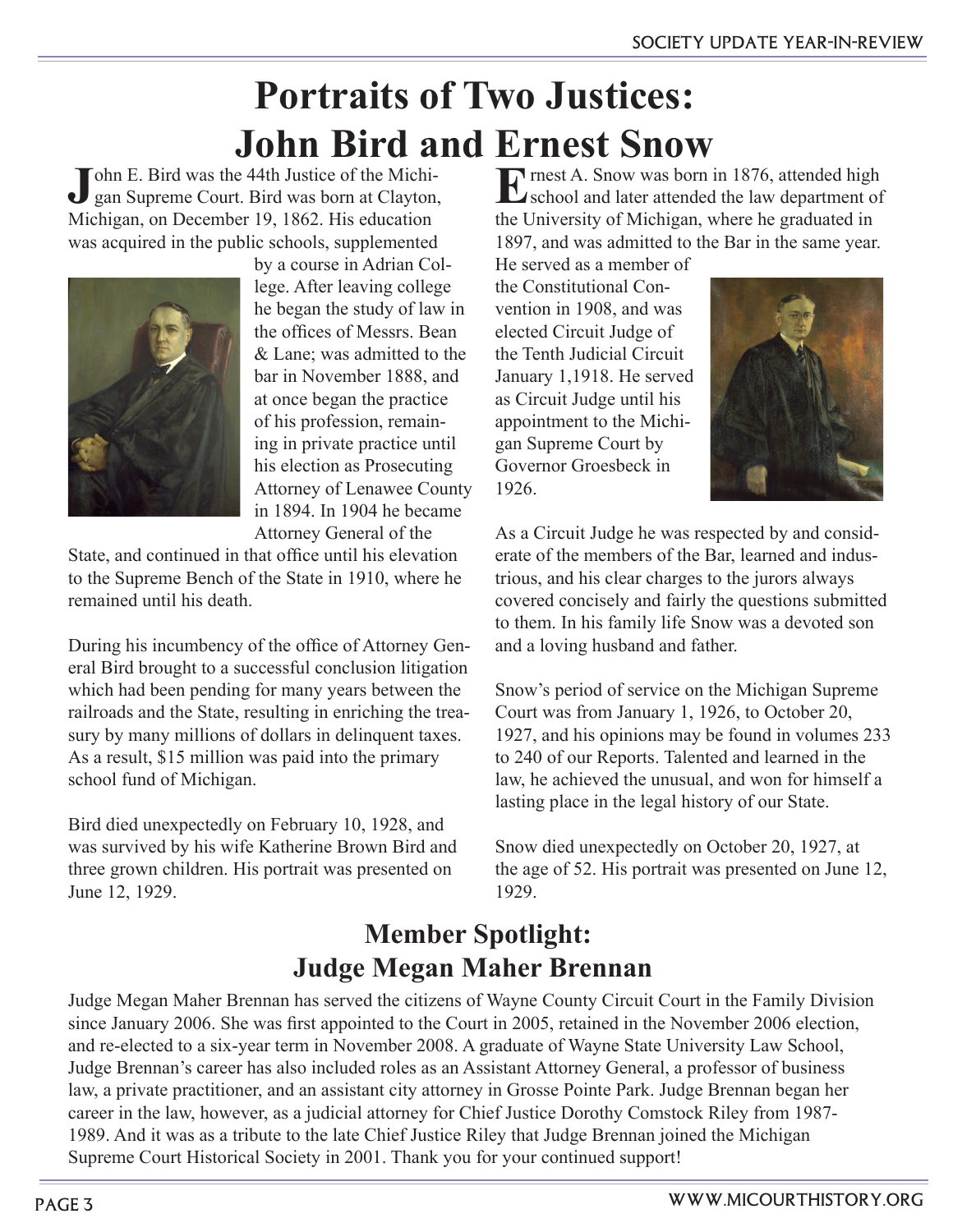# Portraits of Two Justices: John Bird and Ernest Snow

John E. Bird was the 44th Justice of the Michigan Supreme Court. Bird was born at Clayton, Michigan, on December 19, 1862. His education was acquired in the public schools, supplemented by a course in Adrian College. After leaving college he began the study of law in the offices of Messrs. Bean & Lane; was admitted to the bar in November 1888, and at once began the practice of his profession, remaining in private practice until his election as Prosecuting Attorney of Lenawee County in 1894. In 1904 he became Attorney General of the State, and continued in that office until his elevation to the Supreme Bench of the State in 1910, where he remained until his death.

During his incumbency of the office of Attorney General Bird brought to a successful conclusion litigation which had been pending for many years between the railroads and the State, resulting in enriching the treasury by many millions of dollars in delinquent taxes. As a result, $15 million was paid into the primary school fund of Michigan.

Bird died unexpectedly on February 10, 1928, and was survived by his wife Katherine Brown Bird and three grown children. His portrait was presented on June 12, 1929.

Ernest A. Snow was born in 1876, attended high school and later attended the law department of the University of Michigan, where he graduated in 1897, and was admitted to the Bar in the same year. He served as a member of the Constitutional Convention in 1908, and was elected Circuit Judge of the Tenth Judicial Circuit January 1,1918. He served as Circuit Judge until his appointment to the Michigan Supreme Court by Governor Groesbeck in 1926.

As a Circuit Judge he was respected by and considerate of the members of the Bar, learned and industrious, and his clear charges to the jurors always covered concisely and fairly the questions submitted to them. In his family life Snow was a devoted son and a loving husband and father.

Snow's period of service on the Michigan Supreme Court was from January 1, 1926, to October 20, 1927, and his opinions may be found in volumes 233 to 240 of our Reports. Talented and learned in the law, he achieved the unusual, and won for himself a lasting place in the legal history of our State.

Snow died unexpectedly on October 20, 1927, at the age of 52. His portrait was presented on June 12, 1929.

## Member Spotlight: Judge Megan Maher Brennan

Judge Megan Maher Brennan has served the citizens of Wayne County Circuit Court in the Family Division since January 2006. She was first appointed to the Court in 2005, retained in the November 2006 election, and re-elected to a six-year term in November 2008. A graduate of Wayne State University Law School, Judge Brennan's career has also included roles as an Assistant Attorney General, a professor of business law, a private practitioner, and an assistant city attorney in Grosse Pointe Park. Judge Brennan began her career in the law, however, as a judicial attorney for Chief Justice Dorothy Comstock Riley from 1987-1989. And it was as a tribute to the late Chief Justice Riley that Judge Brennan joined the Michigan Supreme Court Historical Society in 2001. Thank you for your continued support!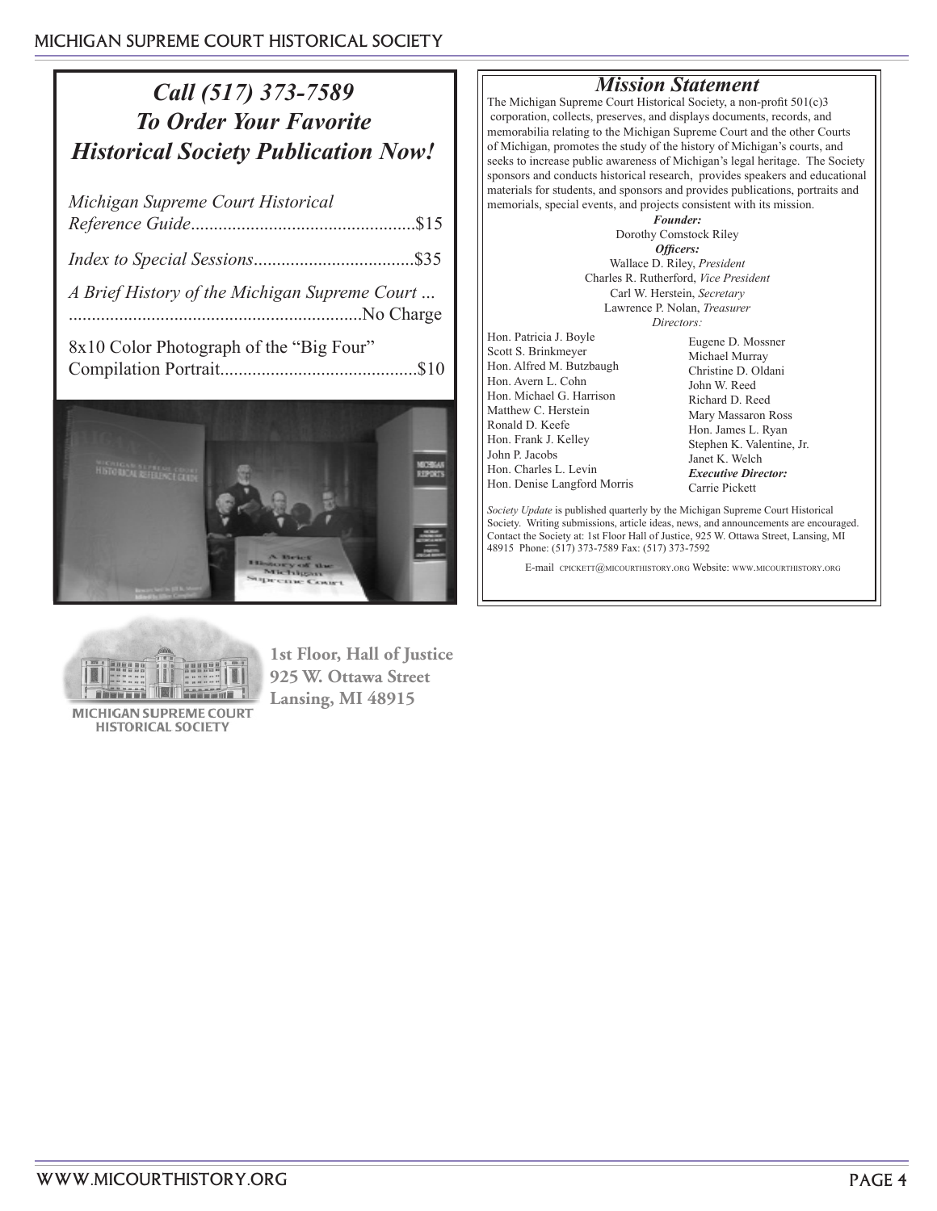## *Call (517) 373-7589 To Order Your Favorite Historical Society Publication Now!*

*Michigan Supreme Court Historical Reference Guide*.................................................$15

*Index to Special Sessions*...................................$35

*A Brief History of the Michigan Supreme Court* ... ...............................................................No Charge

8x10 Color Photograph of the "Big Four" Compilation Portrait...........................................$10

## *Mission Statement*

The Michigan Supreme Court Historical Society, a non-profit 501(c)3 corporation, collects, preserves, and displays documents, records, and memorabilia relating to the Michigan Supreme Court and the other Courts of Michigan, promotes the study of the history of Michigan's courts, and seeks to increase public awareness of Michigan's legal heritage. The Society sponsors and conducts historical research, provides speakers and educational materials for students, and sponsors and provides publications, portraits and memorials, special events, and projects consistent with its mission.

***Founder:***
Dorothy Comstock Riley

***Officers:***
Wallace D. Riley, *President*
Charles R. Rutherford, *Vice President*
Carl W. Herstein, *Secretary*
Lawrence P. Nolan, *Treasurer*

*Directors:*

Hon. Patricia J. Boyle
Scott S. Brinkmeyer
Hon. Alfred M. Butzbaugh
Hon. Avern L. Cohn
Hon. Michael G. Harrison
Matthew C. Herstein
Ronald D. Keefe
Hon. Frank J. Kelley
John P. Jacobs
Hon. Charles L. Levin
Hon. Denise Langford Morris
Eugene D. Mossner
Michael Murray
Christine D. Oldani
John W. Reed
Richard D. Reed
Mary Massaron Ross
Hon. James L. Ryan
Stephen K. Valentine, Jr.
Janet K. Welch

***Executive Director:***
Carrie Pickett

*Society Update* is published quarterly by the Michigan Supreme Court Historical Society. Writing submissions, article ideas, news, and announcements are encouraged. Contact the Society at: 1st Floor Hall of Justice, 925 W. Ottawa Street, Lansing, MI 48915 Phone: (517) 373-7589 Fax: (517) 373-7592

E-mail cpickett@micourthistory.org Website: www.micourthistory.org

MICHIGAN SUPREME COURT HISTORICAL SOCIETY

**1st Floor, Hall of Justice**
**925 W. Ottawa Street**
**Lansing, MI 48915**